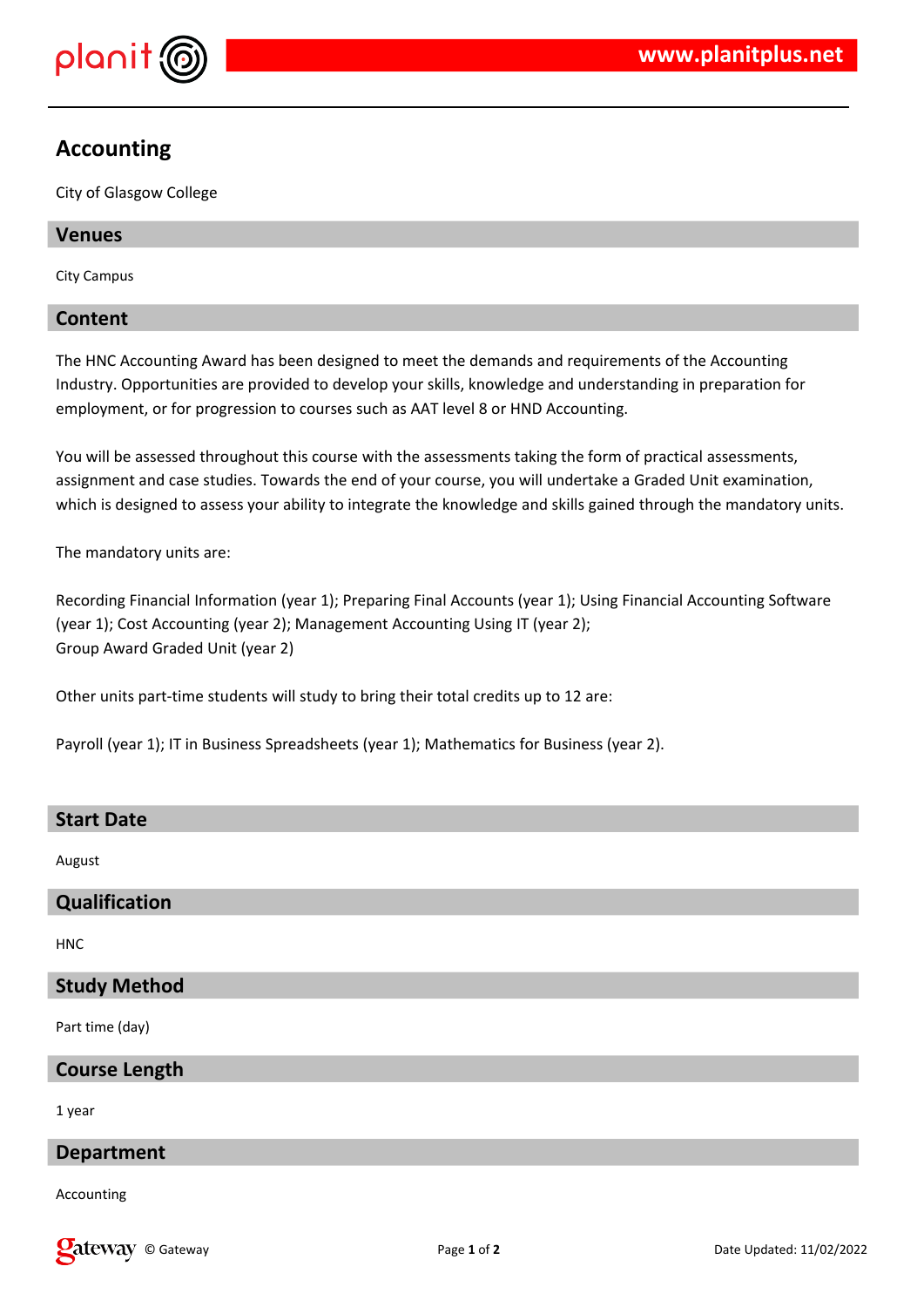# Accounting

City of Glasgow College

## Venues

City Campus

## Content

The HNC Accounting Award has been designed to meet the demands and requirements of the Accounting Industry. Opportunities are provided to develop your skills, knowledge and understanding in preparation for employment, or for progression to courses such as AAT level 8 or HND Accounting.

You will be assessed throughout this course with the assessments taking the form of practical assessments, assignment and case studies. Towards the end of your course, you will undertake a Graded Unit examination, which is designed to assess your ability to integrate the knowledge and skills gained through the mandatory units.

The mandatory units are:

Recording Financial Information (year 1); Preparing Final Accounts (year 1); Using Financial Accounting Software (year 1); Cost Accounting (year 2); Management Accounting Using IT (year 2);
Group Award Graded Unit (year 2)

Other units part-time students will study to bring their total credits up to 12 are:

Payroll (year 1); IT in Business Spreadsheets (year 1); Mathematics for Business (year 2).

## Start Date

August

## Qualification

HNC

## Study Method

Part time (day)

## Course Length

1 year

## Department

Accounting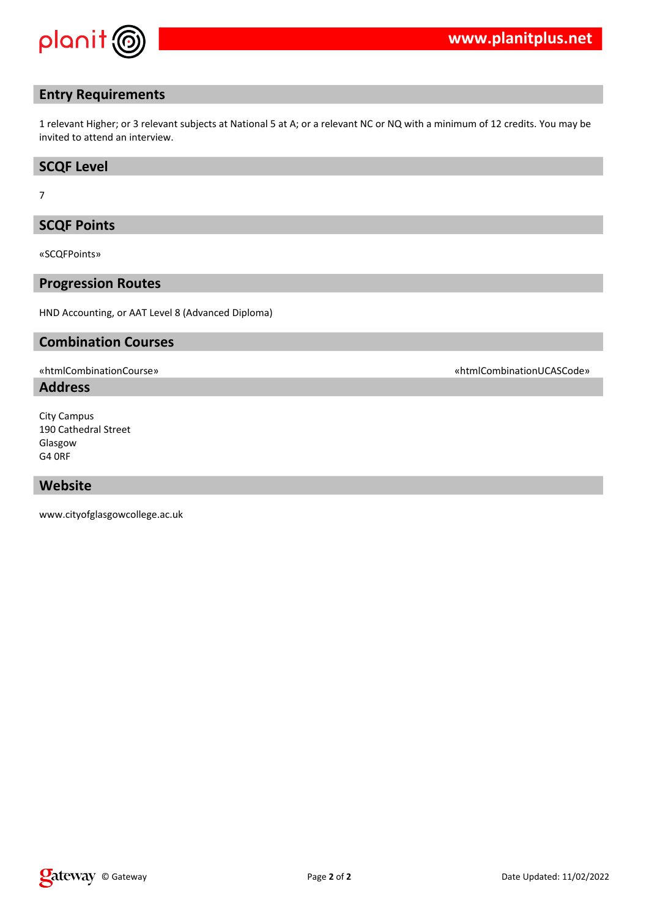## Entry Requirements

1 relevant Higher; or 3 relevant subjects at National 5 at A; or a relevant NC or NQ with a minimum of 12 credits. You may be invited to attend an interview.

## SCQF Level

7

## SCQF Points

«SCQFPoints»

## Progression Routes

HND Accounting, or AAT Level 8 (Advanced Diploma)

## Combination Courses

«htmlCombinationCourse» «htmlCombinationUCASCode»

## Address

City Campus
190 Cathedral Street
Glasgow
G4 0RF

## Website

www.cityofglasgowcollege.ac.uk